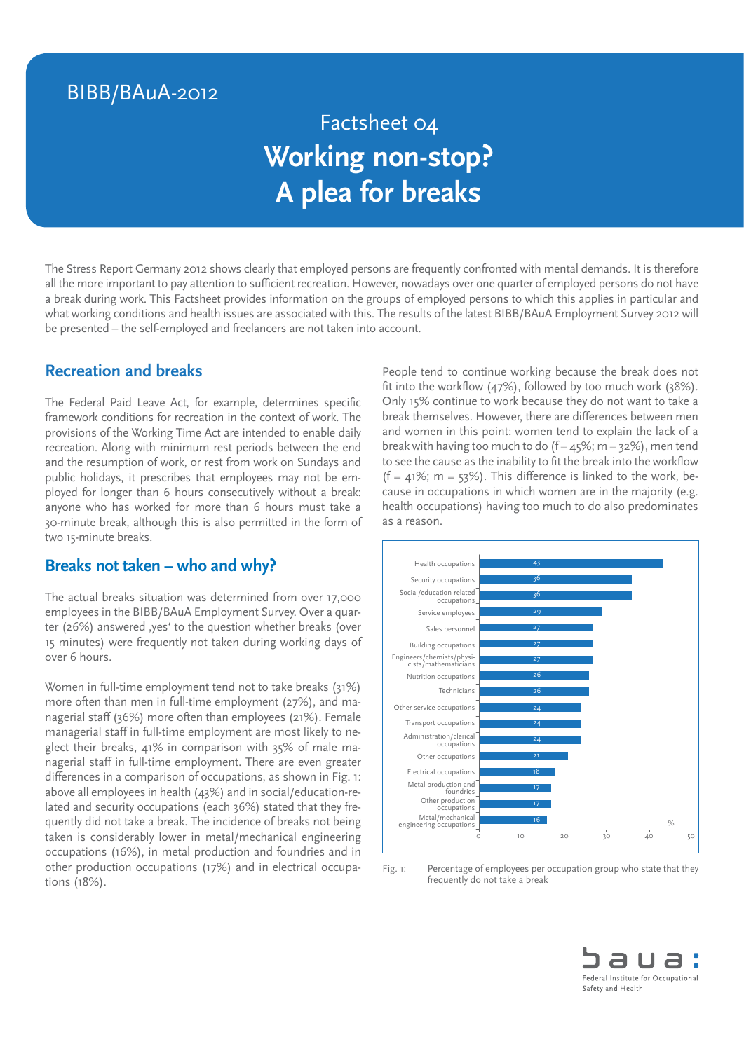BIBB/BAuA-2012

# Factsheet 04

# Working non-stop? A plea for breaks

The Stress Report Germany 2012 shows clearly that employed persons are frequently confronted with mental demands. It is therefore all the more important to pay attention to sufficient recreation. However, nowadays over one quarter of employed persons do not have a break during work. This Factsheet provides information on the groups of employed persons to which this applies in particular and what working conditions and health issues are associated with this. The results of the latest BIBB/BAuA Employment Survey 2012 will be presented – the self-employed and freelancers are not taken into account.

## Recreation and breaks

The Federal Paid Leave Act, for example, determines specific framework conditions for recreation in the context of work. The provisions of the Working Time Act are intended to enable daily recreation. Along with minimum rest periods between the end and the resumption of work, or rest from work on Sundays and public holidays, it prescribes that employees may not be employed for longer than 6 hours consecutively without a break: anyone who has worked for more than 6 hours must take a 30-minute break, although this is also permitted in the form of two 15-minute breaks.

## Breaks not taken – who and why?

The actual breaks situation was determined from over 17,000 employees in the BIBB/BAuA Employment Survey. Over a quarter (26%) answered ‚yes' to the question whether breaks (over 15 minutes) were frequently not taken during working days of over 6 hours.

Women in full-time employment tend not to take breaks (31%) more often than men in full-time employment (27%), and managerial staff (36%) more often than employees (21%). Female managerial staff in full-time employment are most likely to neglect their breaks, 41% in comparison with 35% of male managerial staff in full-time employment. There are even greater differences in a comparison of occupations, as shown in Fig. 1: above all employees in health (43%) and in social/education-related and security occupations (each 36%) stated that they frequently did not take a break. The incidence of breaks not being taken is considerably lower in metal/mechanical engineering occupations (16%), in metal production and foundries and in other production occupations (17%) and in electrical occupations (18%).

People tend to continue working because the break does not fit into the workflow (47%), followed by too much work (38%). Only 15% continue to work because they do not want to take a break themselves. However, there are differences between men and women in this point: women tend to explain the lack of a break with having too much to do (f = 45%; m = 32%), men tend to see the cause as the inability to fit the break into the workflow (f = 41%; m = 53%). This difference is linked to the work, because in occupations in which women are in the majority (e.g. health occupations) having too much to do also predominates as a reason.

Health occupations 43
Security occupations 36
Social/education-related occupations 36
Service employees 29
Sales personnel 27
Building occupations 27
Engineers/chemists/physicists/mathematicians 27
Nutrition occupations 26
Technicians 26
Other service occupations 24
Transport occupations 24
Administration/clerical occupations 24
Other occupations 21
Electrical occupations 18
Metal production and foundries 17
Other production occupations 17
Metal/mechanical engineering occupations 16

0 10 20 30 40 50 %

Fig. 1: Percentage of employees per occupation group who state that they frequently do not take a break

baua: Federal Institute for Occupational Safety and Health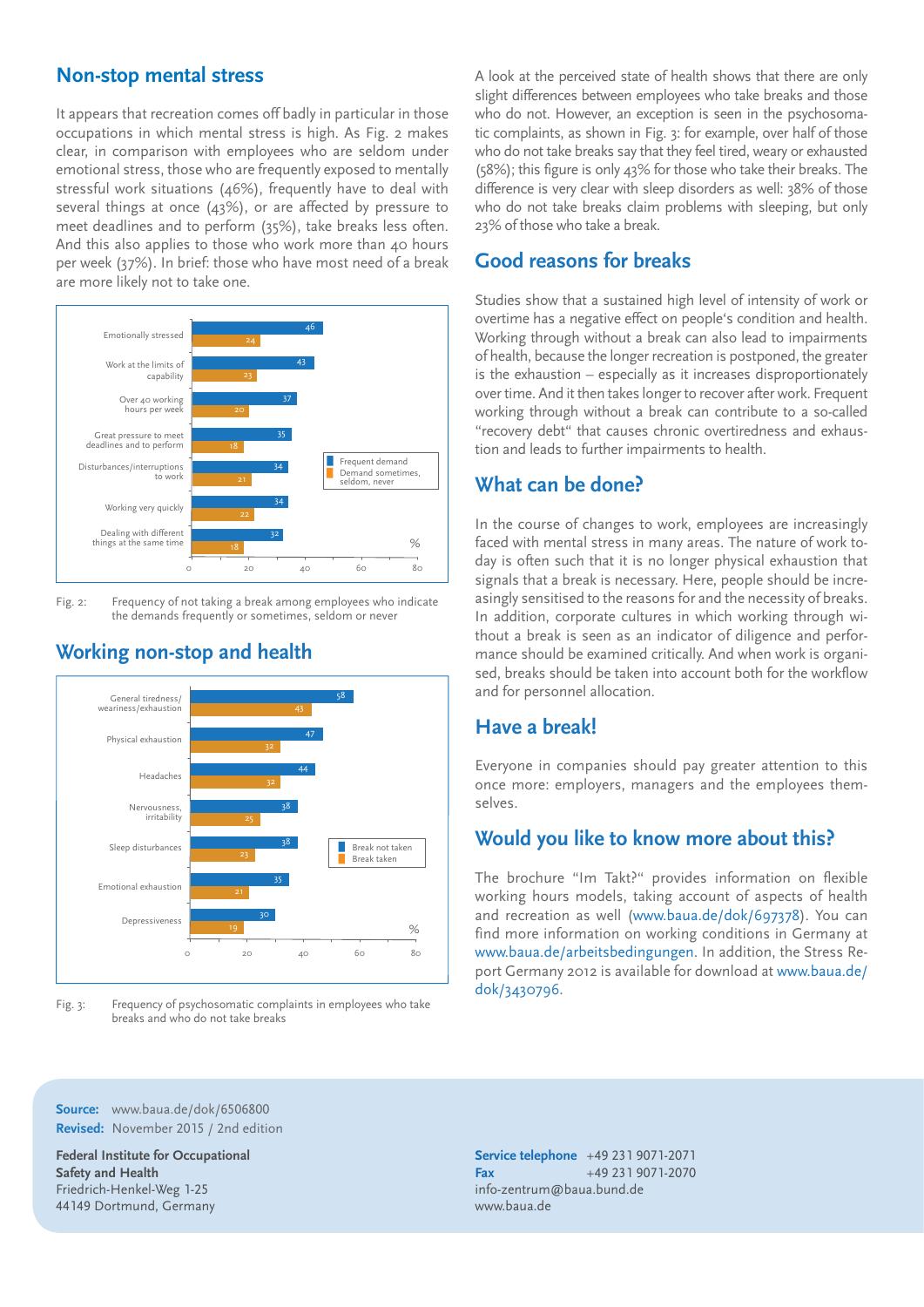## Non-stop mental stress

It appears that recreation comes off badly in particular in those occupations in which mental stress is high. As Fig. 2 makes clear, in comparison with employees who are seldom under emotional stress, those who are frequently exposed to mentally stressful work situations (46%), frequently have to deal with several things at once (43%), or are affected by pressure to meet deadlines and to perform (35%), take breaks less often. And this also applies to those who work more than 40 hours per week (37%). In brief: those who have most need of a break are more likely not to take one.

Emotionally stressed
46
24
Work at the limits of capability
43
23
Over 40 working hours per week
37
20
Great pressure to meet deadlines and to perform
35
18
Disturbances/interruptions to work
34
21
Working very quickly
34
22
Dealing with different things at the same time
32
18
Frequent demand
Demand sometimes, seldom, never
%
0 20 40 60 80

Fig. 2: Frequency of not taking a break among employees who indicate the demands frequently or sometimes, seldom or never

## Working non-stop and health

General tiredness/ weariness/exhaustion
58
43
Physical exhaustion
47
32
Headaches
44
32
Nervousness, irritability
38
25
Sleep disturbances
38
23
Emotional exhaustion
35
21
Depressiveness
30
19
Break not taken
Break taken
%
0 20 40 60 80

Fig. 3: Frequency of psychosomatic complaints in employees who take breaks and who do not take breaks

A look at the perceived state of health shows that there are only slight differences between employees who take breaks and those who do not. However, an exception is seen in the psychosomatic complaints, as shown in Fig. 3: for example, over half of those who do not take breaks say that they feel tired, weary or exhausted (58%); this figure is only 43% for those who take their breaks. The difference is very clear with sleep disorders as well: 38% of those who do not take breaks claim problems with sleeping, but only 23% of those who take a break.

## Good reasons for breaks

Studies show that a sustained high level of intensity of work or overtime has a negative effect on people's condition and health. Working through without a break can also lead to impairments of health, because the longer recreation is postponed, the greater is the exhaustion – especially as it increases disproportionately over time. And it then takes longer to recover after work. Frequent working through without a break can contribute to a so-called "recovery debt" that causes chronic overtiredness and exhaustion and leads to further impairments to health.

## What can be done?

In the course of changes to work, employees are increasingly faced with mental stress in many areas. The nature of work today is often such that it is no longer physical exhaustion that signals that a break is necessary. Here, people should be increasingly sensitised to the reasons for and the necessity of breaks. In addition, corporate cultures in which working through without a break is seen as an indicator of diligence and performance should be examined critically. And when work is organised, breaks should be taken into account both for the workflow and for personnel allocation.

## Have a break!

Everyone in companies should pay greater attention to this once more: employers, managers and the employees themselves.

## Would you like to know more about this?

The brochure "Im Takt?" provides information on flexible working hours models, taking account of aspects of health and recreation as well (www.baua.de/dok/697378). You can find more information on working conditions in Germany at www.baua.de/arbeitsbedingungen. In addition, the Stress Report Germany 2012 is available for download at www.baua.de/dok/3430796.

**Source:** www.baua.de/dok/6506800
**Revised:** November 2015 / 2nd edition

**Federal Institute for Occupational Safety and Health**
Friedrich-Henkel-Weg 1-25
44149 Dortmund, Germany

**Service telephone** +49 231 9071-2071
**Fax** +49 231 9071-2070
info-zentrum@baua.bund.de
www.baua.de